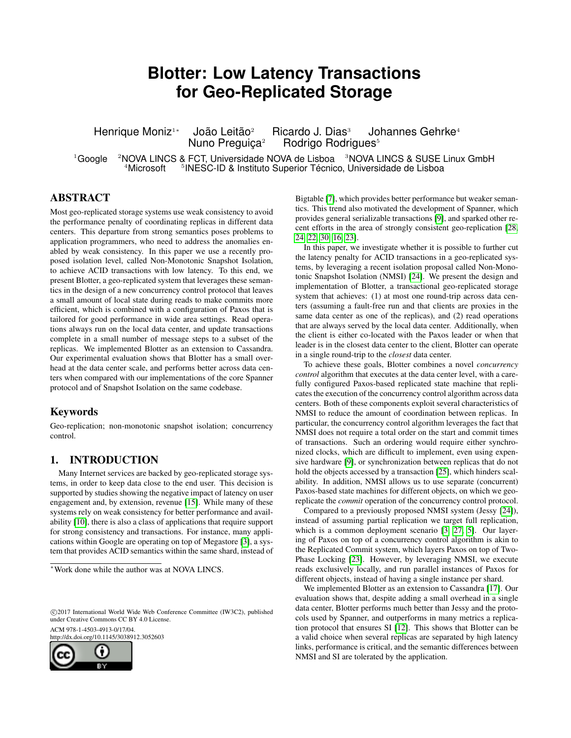# Blotter: Low Latency Transactions for Geo-Replicated Storage

Henrique Moniz[1*] João Leitão[2] Ricardo J. Dias[3] Johannes Gehrke[4] Nuno Preguiça[2] Rodrigo Rodrigues[5]

[1]Google [2]NOVA LINCS & FCT, Universidade NOVA de Lisboa [3]NOVA LINCS & SUSE Linux GmbH [4]Microsoft [5]INESC-ID & Instituto Superior Técnico, Universidade de Lisboa

## ABSTRACT

Most geo-replicated storage systems use weak consistency to avoid the performance penalty of coordinating replicas in different data centers. This departure from strong semantics poses problems to application programmers, who need to address the anomalies enabled by weak consistency. In this paper we use a recently proposed isolation level, called Non-Monotonic Snapshot Isolation, to achieve ACID transactions with low latency. To this end, we present Blotter, a geo-replicated system that leverages these semantics in the design of a new concurrency control protocol that leaves a small amount of local state during reads to make commits more efficient, which is combined with a configuration of Paxos that is tailored for good performance in wide area settings. Read operations always run on the local data center, and update transactions complete in a small number of message steps to a subset of the replicas. We implemented Blotter as an extension to Cassandra. Our experimental evaluation shows that Blotter has a small overhead at the data center scale, and performs better across data centers when compared with our implementations of the core Spanner protocol and of Snapshot Isolation on the same codebase.

## Keywords

Geo-replication; non-monotonic snapshot isolation; concurrency control.

## 1. INTRODUCTION

Many Internet services are backed by geo-replicated storage systems, in order to keep data close to the end user. This decision is supported by studies showing the negative impact of latency on user engagement and, by extension, revenue [15]. While many of these systems rely on weak consistency for better performance and availability [10], there is also a class of applications that require support for strong consistency and transactions. For instance, many applications within Google are operating on top of Megastore [3], a system that provides ACID semantics within the same shard, instead of Bigtable [7], which provides better performance but weaker semantics. This trend also motivated the development of Spanner, which provides general serializable transactions [9], and sparked other recent efforts in the area of strongly consistent geo-replication [28, 24, 22, 30, 16, 23].

In this paper, we investigate whether it is possible to further cut the latency penalty for ACID transactions in a geo-replicated systems, by leveraging a recent isolation proposal called Non-Monotonic Snapshot Isolation (NMSI) [24]. We present the design and implementation of Blotter, a transactional geo-replicated storage system that achieves: (1) at most one round-trip across data centers (assuming a fault-free run and that clients are proxies in the same data center as one of the replicas), and (2) read operations that are always served by the local data center. Additionally, when the client is either co-located with the Paxos leader or when that leader is in the closest data center to the client, Blotter can operate in a single round-trip to the *closest* data center.

To achieve these goals, Blotter combines a novel *concurrency control* algorithm that executes at the data center level, with a carefully configured Paxos-based replicated state machine that replicates the execution of the concurrency control algorithm across data centers. Both of these components exploit several characteristics of NMSI to reduce the amount of coordination between replicas. In particular, the concurrency control algorithm leverages the fact that NMSI does not require a total order on the start and commit times of transactions. Such an ordering would require either synchronized clocks, which are difficult to implement, even using expensive hardware [9], or synchronization between replicas that do not hold the objects accessed by a transaction [25], which hinders scalability. In addition, NMSI allows us to use separate (concurrent) Paxos-based state machines for different objects, on which we geo-replicate the *commit* operation of the concurrency control protocol.

Compared to a previously proposed NMSI system (Jessy [24]), instead of assuming partial replication we target full replication, which is a common deployment scenario [3, 27, 5]. Our layering of Paxos on top of a concurrency control algorithm is akin to the Replicated Commit system, which layers Paxos on top of Two-Phase Locking [23]. However, by leveraging NMSI, we execute reads exclusively locally, and run parallel instances of Paxos for different objects, instead of having a single instance per shard.

We implemented Blotter as an extension to Cassandra [17]. Our evaluation shows that, despite adding a small overhead in a single data center, Blotter performs much better than Jessy and the protocols used by Spanner, and outperforms in many metrics a replication protocol that ensures SI [12]. This shows that Blotter can be a valid choice when several replicas are separated by high latency links, performance is critical, and the semantic differences between NMSI and SI are tolerated by the application.

*Work done while the author was at NOVA LINCS.

©2017 International World Wide Web Conference Committee (IW3C2), published under Creative Commons CC BY 4.0 License.

ACM 978-1-4503-4913-0/17/04.
http://dx.doi.org/10.1145/3038912.3052603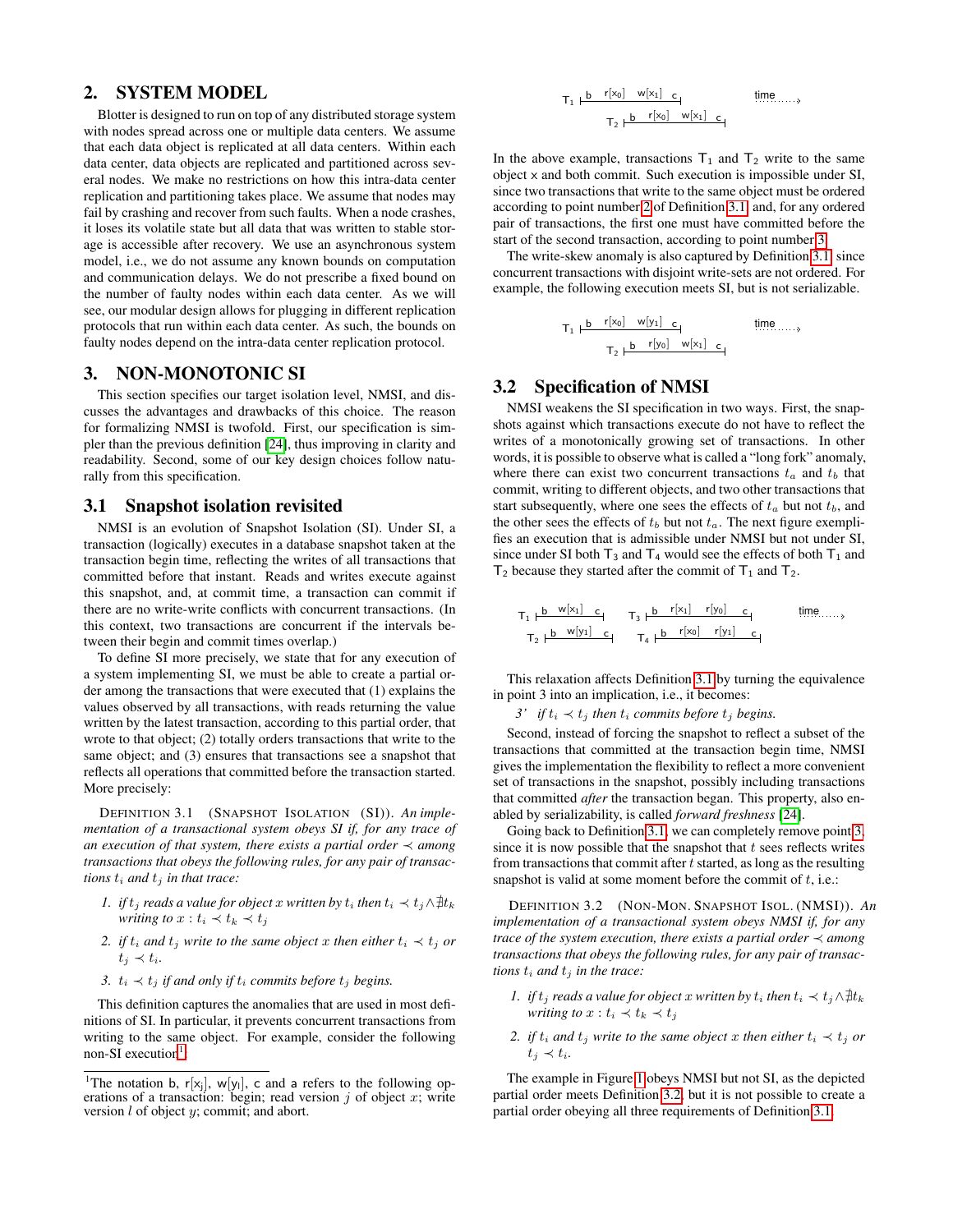## 2. SYSTEM MODEL

Blotter is designed to run on top of any distributed storage system with nodes spread across one or multiple data centers. We assume that each data object is replicated at all data centers. Within each data center, data objects are replicated and partitioned across several nodes. We make no restrictions on how this intra-data center replication and partitioning takes place. We assume that nodes may fail by crashing and recover from such faults. When a node crashes, it loses its volatile state but all data that was written to stable storage is accessible after recovery. We use an asynchronous system model, i.e., we do not assume any known bounds on computation and communication delays. We do not prescribe a fixed bound on the number of faulty nodes within each data center. As we will see, our modular design allows for plugging in different replication protocols that run within each data center. As such, the bounds on faulty nodes depend on the intra-data center replication protocol.

## 3. NON-MONOTONIC SI

This section specifies our target isolation level, NMSI, and discusses the advantages and drawbacks of this choice. The reason for formalizing NMSI is twofold. First, our specification is simpler than the previous definition [24], thus improving in clarity and readability. Second, some of our key design choices follow naturally from this specification.

### 3.1 Snapshot isolation revisited

NMSI is an evolution of Snapshot Isolation (SI). Under SI, a transaction (logically) executes in a database snapshot taken at the transaction begin time, reflecting the writes of all transactions that committed before that instant. Reads and writes execute against this snapshot, and, at commit time, a transaction can commit if there are no write-write conflicts with concurrent transactions. (In this context, two transactions are concurrent if the intervals between their begin and commit times overlap.)

To define SI more precisely, we state that for any execution of a system implementing SI, we must be able to create a partial order among the transactions that were executed that (1) explains the values observed by all transactions, with reads returning the value written by the latest transaction, according to this partial order, that wrote to that object; (2) totally orders transactions that write to the same object; and (3) ensures that transactions see a snapshot that reflects all operations that committed before the transaction started. More precisely:

DEFINITION 3.1 (SNAPSHOT ISOLATION (SI)). *An implementation of a transactional system obeys SI if, for any trace of an execution of that system, there exists a partial order $\prec$ among transactions that obeys the following rules, for any pair of transactions $t_i$ and $t_j$ in that trace:*

1. *if $t_j$ reads a value for object $x$ written by $t_i$ then $t_i \prec t_j \wedge \nexists t_k$ writing to $x : t_i \prec t_k \prec t_j$*
2. *if $t_i$ and $t_j$ write to the same object $x$ then either $t_i \prec t_j$ or $t_j \prec t_i$.*
3. *$t_i \prec t_j$ if and only if $t_i$ commits before $t_j$ begins.*

This definition captures the anomalies that are used in most definitions of SI. In particular, it prevents concurrent transactions from writing to the same object. For example, consider the following non-SI execution[1].

T1 b r[x0] w[x1] c
T2 b r[x0] w[x1] c
time

In the above example, transactions $T_1$ and $T_2$ write to the same object x and both commit. Such execution is impossible under SI, since two transactions that write to the same object must be ordered according to point number 2 of Definition 3.1, and, for any ordered pair of transactions, the first one must have committed before the start of the second transaction, according to point number 3.

The write-skew anomaly is also captured by Definition 3.1, since concurrent transactions with disjoint write-sets are not ordered. For example, the following execution meets SI, but is not serializable.

T1 b r[x0] w[y1] c
T2 b r[y0] w[x1] c
time

### 3.2 Specification of NMSI

NMSI weakens the SI specification in two ways. First, the snapshots against which transactions execute do not have to reflect the writes of a monotonically growing set of transactions. In other words, it is possible to observe what is called a "long fork" anomaly, where there can exist two concurrent transactions $t_a$ and $t_b$ that commit, writing to different objects, and two other transactions that start subsequently, where one sees the effects of $t_a$ but not $t_b$, and the other sees the effects of $t_b$ but not $t_a$. The next figure exemplifies an execution that is admissible under NMSI but not under SI, since under SI both $T_3$ and $T_4$ would see the effects of both $T_1$ and $T_2$ because they started after the commit of $T_1$ and $T_2$.

T1 b w[x1] c
T2 b w[y1] c
T3 b r[x1] r[y0] c
T4 b r[x0] r[y1] c
time

This relaxation affects Definition 3.1 by turning the equivalence in point 3 into an implication, i.e., it becomes:

*3' if $t_i \prec t_j$ then $t_i$ commits before $t_j$ begins.*

Second, instead of forcing the snapshot to reflect a subset of the transactions that committed at the transaction begin time, NMSI gives the implementation the flexibility to reflect a more convenient set of transactions in the snapshot, possibly including transactions that committed *after* the transaction began. This property, also enabled by serializability, is called *forward freshness* [24].

Going back to Definition 3.1, we can completely remove point 3, since it is now possible that the snapshot that $t$ sees reflects writes from transactions that commit after $t$ started, as long as the resulting snapshot is valid at some moment before the commit of $t$, i.e.:

DEFINITION 3.2 (NON-MON. SNAPSHOT ISOL. (NMSI)). *An implementation of a transactional system obeys NMSI if, for any trace of the system execution, there exists a partial order $\prec$ among transactions that obeys the following rules, for any pair of transactions $t_i$ and $t_j$ in the trace:*

1. *if $t_j$ reads a value for object $x$ written by $t_i$ then $t_i \prec t_j \wedge \nexists t_k$ writing to $x : t_i \prec t_k \prec t_j$*
2. *if $t_i$ and $t_j$ write to the same object $x$ then either $t_i \prec t_j$ or $t_j \prec t_i$.*

The example in Figure 1 obeys NMSI but not SI, as the depicted partial order meets Definition 3.2, but it is not possible to create a partial order obeying all three requirements of Definition 3.1.

[1] The notation b, r[$x_j$], w[$y_l$], c and a refers to the following operations of a transaction: begin; read version $j$ of object $x$; write version $l$ of object $y$; commit; and abort.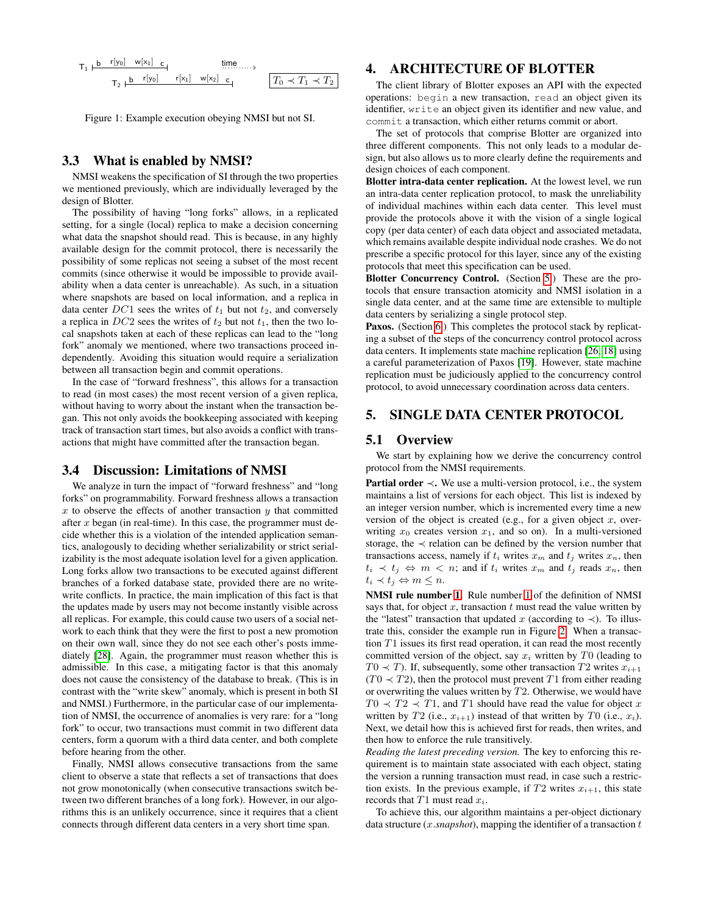T1 ├ b r[$y_0$] w[$x_1$] c ┤ time ⋯⋯→

T2 ├ b r[$y_0$] r[$x_1$] w[$x_2$] c ┤ $T_0 \prec T_1 \prec T_2$

Figure 1: Example execution obeying NMSI but not SI.

### 3.3 What is enabled by NMSI?

NMSI weakens the specification of SI through the two properties we mentioned previously, which are individually leveraged by the design of Blotter.

The possibility of having "long forks" allows, in a replicated setting, for a single (local) replica to make a decision concerning what data the snapshot should read. This is because, in any highly available design for the commit protocol, there is necessarily the possibility of some replicas not seeing a subset of the most recent commits (since otherwise it would be impossible to provide availability when a data center is unreachable). As such, in a situation where snapshots are based on local information, and a replica in data center $DC1$ sees the writes of $t_1$ but not $t_2$, and conversely a replica in $DC2$ sees the writes of $t_2$ but not $t_1$, then the two local snapshots taken at each of these replicas can lead to the "long fork" anomaly we mentioned, where two transactions proceed independently. Avoiding this situation would require a serialization between all transaction begin and commit operations.

In the case of "forward freshness", this allows for a transaction to read (in most cases) the most recent version of a given replica, without having to worry about the instant when the transaction began. This not only avoids the bookkeeping associated with keeping track of transaction start times, but also avoids a conflict with transactions that might have committed after the transaction began.

### 3.4 Discussion: Limitations of NMSI

We analyze in turn the impact of "forward freshness" and "long forks" on programmability. Forward freshness allows a transaction $x$ to observe the effects of another transaction $y$ that committed after $x$ began (in real-time). In this case, the programmer must decide whether this is a violation of the intended application semantics, analogously to deciding whether serializability or strict serializability is the most adequate isolation level for a given application. Long forks allow two transactions to be executed against different branches of a forked database state, provided there are no write-write conflicts. In practice, the main implication of this fact is that the updates made by users may not become instantly visible across all replicas. For example, this could cause two users of a social network to each think that they were the first to post a new promotion on their own wall, since they do not see each other's posts immediately [28]. Again, the programmer must reason whether this is admissible. In this case, a mitigating factor is that this anomaly does not cause the consistency of the database to break. (This is in contrast with the "write skew" anomaly, which is present in both SI and NMSI.) Furthermore, in the particular case of our implementation of NMSI, the occurrence of anomalies is very rare: for a "long fork" to occur, two transactions must commit in two different data centers, form a quorum with a third data center, and both complete before hearing from the other.

Finally, NMSI allows consecutive transactions from the same client to observe a state that reflects a set of transactions that does not grow monotonically (when consecutive transactions switch between two different branches of a long fork). However, in our algorithms this is an unlikely occurrence, since it requires that a client connects through different data centers in a very short time span.

## 4. ARCHITECTURE OF BLOTTER

The client library of Blotter exposes an API with the expected operations: `begin` a new transaction, `read` an object given its identifier, `write` an object given its identifier and new value, and `commit` a transaction, which either returns commit or abort.

The set of protocols that comprise Blotter are organized into three different components. This not only leads to a modular design, but also allows us to more clearly define the requirements and design choices of each component.

**Blotter intra-data center replication.** At the lowest level, we run an intra-data center replication protocol, to mask the unreliability of individual machines within each data center. This level must provide the protocols above it with the vision of a single logical copy (per data center) of each data object and associated metadata, which remains available despite individual node crashes. We do not prescribe a specific protocol for this layer, since any of the existing protocols that meet this specification can be used.

**Blotter Concurrency Control.** (Section 5.) These are the protocols that ensure transaction atomicity and NMSI isolation in a single data center, and at the same time are extensible to multiple data centers by serializing a single protocol step.

**Paxos.** (Section 6.) This completes the protocol stack by replicating a subset of the steps of the concurrency control protocol across data centers. It implements state machine replication [26, 18] using a careful parameterization of Paxos [19]. However, state machine replication must be judiciously applied to the concurrency control protocol, to avoid unnecessary coordination across data centers.

## 5. SINGLE DATA CENTER PROTOCOL

### 5.1 Overview

We start by explaining how we derive the concurrency control protocol from the NMSI requirements.

**Partial order $\prec$.** We use a multi-version protocol, i.e., the system maintains a list of versions for each object. This list is indexed by an integer version number, which is incremented every time a new version of the object is created (e.g., for a given object $x$, overwriting $x_0$ creates version $x_1$, and so on). In a multi-versioned storage, the $\prec$ relation can be defined by the version number that transactions access, namely if $t_i$ writes $x_m$ and $t_j$ writes $x_n$, then $t_i \prec t_j \Leftrightarrow m < n$; and if $t_i$ writes $x_m$ and $t_j$ reads $x_n$, then $t_i \prec t_j \Leftrightarrow m \leq n$.

**NMSI rule number 1.** Rule number 1 of the definition of NMSI says that, for object $x$, transaction $t$ must read the value written by the "latest" transaction that updated $x$ (according to $\prec$). To illustrate this, consider the example run in Figure 2. When a transaction $T1$ issues its first read operation, it can read the most recently committed version of the object, say $x_i$ written by $T0$ (leading to $T0 \prec T$). If, subsequently, some other transaction $T2$ writes $x_{i+1}$ ($T0 \prec T2$), then the protocol must prevent $T1$ from either reading or overwriting the values written by $T2$. Otherwise, we would have $T0 \prec T2 \prec T1$, and $T1$ should have read the value for object $x$ written by $T2$ (i.e., $x_{i+1}$) instead of that written by $T0$ (i.e., $x_i$). Next, we detail how this is achieved first for reads, then writes, and then how to enforce the rule transitively.

*Reading the latest preceding version.* The key to enforcing this requirement is to maintain state associated with each object, stating the version a running transaction must read, in case such a restriction exists. In the previous example, if $T2$ writes $x_{i+1}$, this state records that $T1$ must read $x_i$.

To achieve this, our algorithm maintains a per-object dictionary data structure ($x.snapshot$), mapping the identifier of a transaction $t$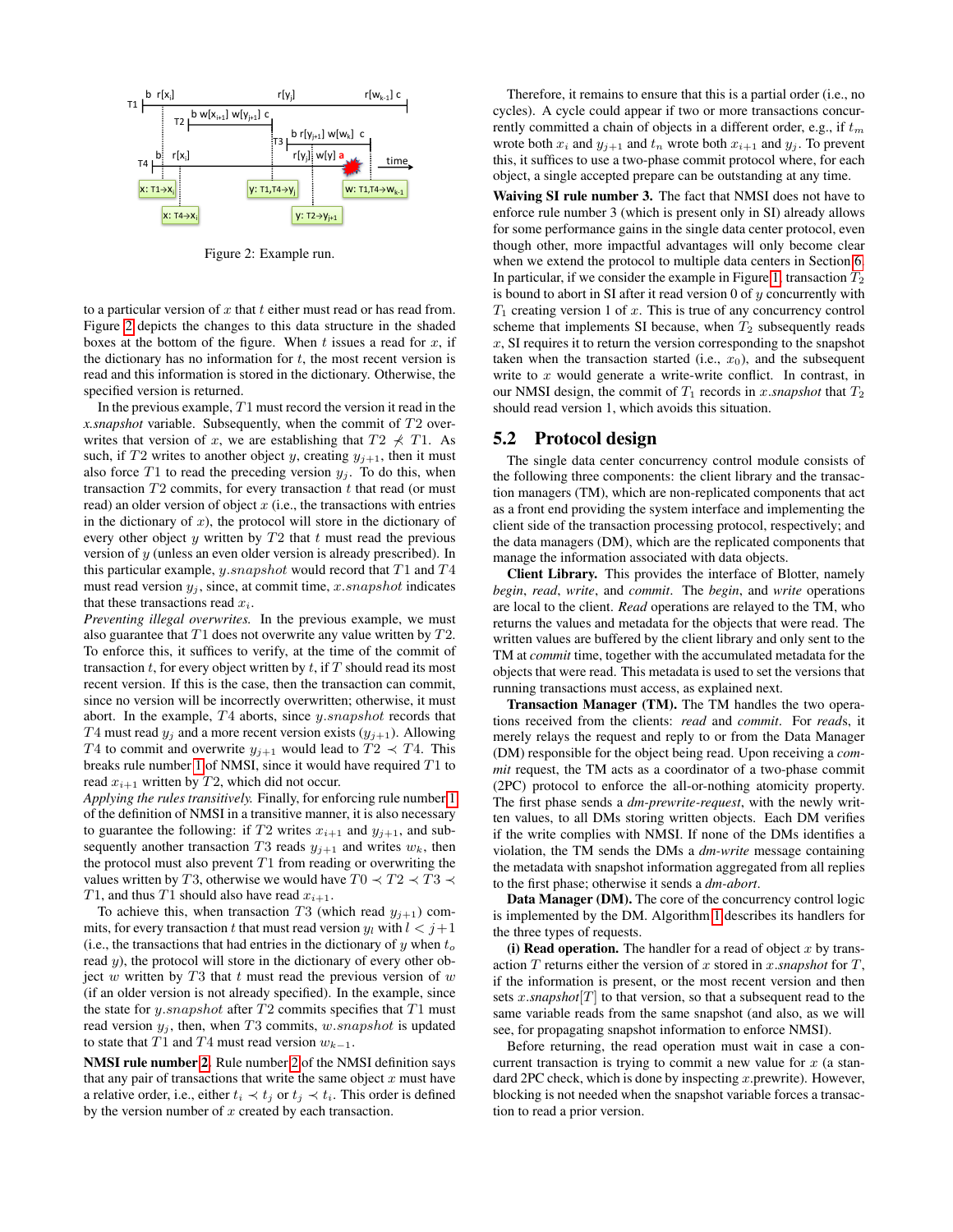Figure 2: Example run.

to a particular version of $x$ that $t$ either must read or has read from. Figure 2 depicts the changes to this data structure in the shaded boxes at the bottom of the figure. When $t$ issues a read for $x$, if the dictionary has no information for $t$, the most recent version is read and this information is stored in the dictionary. Otherwise, the specified version is returned.

In the previous example, $T1$ must record the version it read in the *x.snapshot* variable. Subsequently, when the commit of $T2$ overwrites that version of $x$, we are establishing that $T2 \not\prec T1$. As such, if $T2$ writes to another object $y$, creating $y_{j+1}$, then it must also force $T1$ to read the preceding version $y_j$. To do this, when transaction $T2$ commits, for every transaction $t$ that read (or must read) an older version of object $x$ (i.e., the transactions with entries in the dictionary of $x$), the protocol will store in the dictionary of every other object $y$ written by $T2$ that $t$ must read the previous version of $y$ (unless an even older version is already prescribed). In this particular example, $y.snapshot$ would record that $T1$ and $T4$ must read version $y_j$, since, at commit time, $x.snapshot$ indicates that these transactions read $x_i$.

*Preventing illegal overwrites.* In the previous example, we must also guarantee that $T1$ does not overwrite any value written by $T2$. To enforce this, it suffices to verify, at the time of the commit of transaction $t$, for every object written by $t$, if $T$ should read its most recent version. If this is the case, then the transaction can commit, since no version will be incorrectly overwritten; otherwise, it must abort. In the example, $T4$ aborts, since $y.snapshot$ records that $T4$ must read $y_j$ and a more recent version exists ($y_{j+1}$). Allowing $T4$ to commit and overwrite $y_{j+1}$ would lead to $T2 \prec T4$. This breaks rule number 1 of NMSI, since it would have required $T1$ to read $x_{i+1}$ written by $T2$, which did not occur.

*Applying the rules transitively.* Finally, for enforcing rule number 1 of the definition of NMSI in a transitive manner, it is also necessary to guarantee the following: if $T2$ writes $x_{i+1}$ and $y_{j+1}$, and subsequently another transaction $T3$ reads $y_{j+1}$ and writes $w_k$, then the protocol must also prevent $T1$ from reading or overwriting the values written by $T3$, otherwise we would have $T0 \prec T2 \prec T3 \prec T1$, and thus $T1$ should also have read $x_{i+1}$.

To achieve this, when transaction $T3$ (which read $y_{j+1}$) commits, for every transaction $t$ that must read version $y_l$ with $l < j+1$ (i.e., the transactions that had entries in the dictionary of $y$ when $t_o$ read $y$), the protocol will store in the dictionary of every object $w$ written by $T3$ that $t$ must read the previous version of $w$ (if an older version is not already specified). In the example, the state for $y.snapshot$ after $T2$ commits specifies that $T1$ must read version $y_j$, then, when $T3$ commits, $w.snapshot$ is updated to state that $T1$ and $T4$ must read version $w_{k-1}$.

**NMSI rule number 2.** Rule number 2 of the NMSI definition says that any pair of transactions that write the same object $x$ must have a relative order, i.e., either $t_i \prec t_j$ or $t_j \prec t_i$. This order is defined by the version number of $x$ created by each transaction.

Therefore, it remains to ensure that this is a partial order (i.e., no cycles). A cycle could appear if two or more transactions concurrently committed a chain of objects in a different order, e.g., if $t_m$ wrote both $x_i$ and $y_{j+1}$ and $t_n$ wrote both $x_{i+1}$ and $y_j$. To prevent this, it suffices to use a two-phase commit protocol where, for each object, a single accepted prepare can be outstanding at any time.

**Waiving SI rule number 3.** The fact that NMSI does not have to enforce rule number 3 (which is present only in SI) already allows for some performance gains in the single data center protocol, even though other, more impactful advantages will only become clear when we extend the protocol to multiple data centers in Section 6. In particular, if we consider the example in Figure 1, transaction $T_2$ is bound to abort in SI after it read version 0 of $y$ concurrently with $T_1$ creating version 1 of $x$. This is true of any concurrency control scheme that implements SI because, when $T_2$ subsequently reads $x$, SI requires it to return the version corresponding to the snapshot taken when the transaction started (i.e., $x_0$), and the subsequent write to $x$ would generate a write-write conflict. In contrast, in our NMSI design, the commit of $T_1$ records in *x.snapshot* that $T_2$ should read version 1, which avoids this situation.

## 5.2 Protocol design

The single data center concurrency control module consists of the following three components: the client library and the transaction managers (TM), which are non-replicated components that act as a front end providing the system interface and implementing the client side of the transaction processing protocol, respectively; and the data managers (DM), which are the replicated components that manage the information associated with data objects.

**Client Library.** This provides the interface of Blotter, namely *begin*, *read*, *write*, and *commit*. The *begin*, and *write* operations are local to the client. *Read* operations are relayed to the TM, who returns the values and metadata for the objects that were read. The written values are buffered by the client library and only sent to the TM at *commit* time, together with the accumulated metadata for the objects that were read. This metadata is used to set the versions that running transactions must access, as explained next.

**Transaction Manager (TM).** The TM handles the two operations received from the clients: *read* and *commit*. For *read*s, it merely relays the request and reply to or from the Data Manager (DM) responsible for the object being read. Upon receiving a *commit* request, the TM acts as a coordinator of a two-phase commit (2PC) protocol to enforce the all-or-nothing atomicity property. The first phase sends a *dm-prewrite-request*, with the newly written values, to all DMs storing written objects. Each DM verifies if the write complies with NMSI. If none of the DMs identifies a violation, the TM sends the DMs a *dm-write* message containing the metadata with snapshot information aggregated from all replies to the first phase; otherwise it sends a *dm-abort*.

**Data Manager (DM).** The core of the concurrency control logic is implemented by the DM. Algorithm 1 describes its handlers for the three types of requests.

**(i) Read operation.** The handler for a read of object $x$ by transaction $T$ returns either the version of $x$ stored in $x.snapshot$ for $T$, if the information is present, or the most recent version and then sets $x.snapshot[T]$ to that version, so that a subsequent read to the same variable reads from the same snapshot (and also, as we will see, for propagating snapshot information to enforce NMSI).

Before returning, the read operation must wait in case a concurrent transaction is trying to commit a new value for $x$ (a standard 2PC check, which is done by inspecting $x$.prewrite). However, blocking is not needed when the snapshot variable forces a transaction to read a prior version.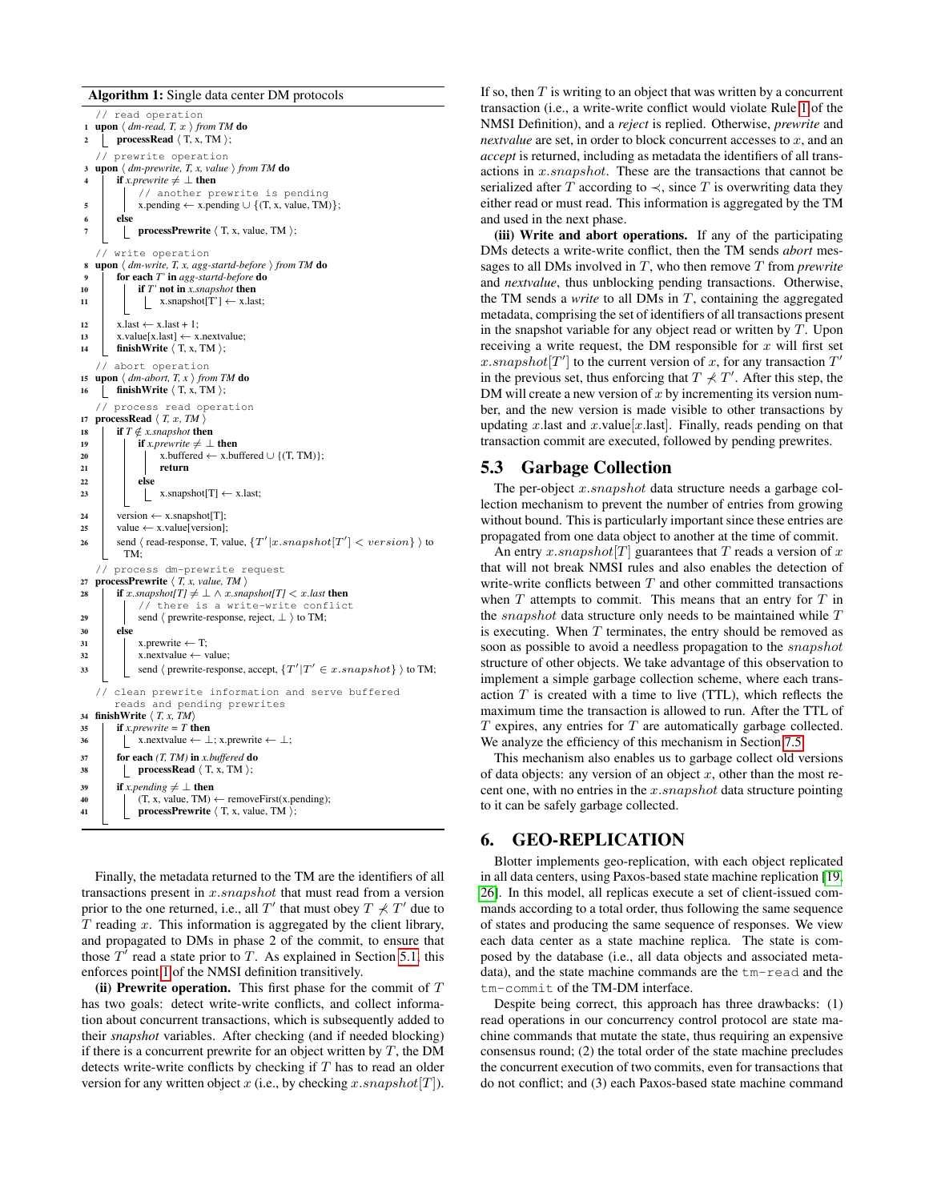**Algorithm 1:** Single data center DM protocols

```
   // read operation
1  upon ⟨ dm-read, T, x ⟩ from TM do
2      processRead ⟨ T, x, TM ⟩;
   // prewrite operation
3  upon ⟨ dm-prewrite, T, x, value ⟩ from TM do
4      if x.prewrite ≠ ⊥ then
           // another prewrite is pending
5          x.pending ← x.pending ∪ {(T, x, value, TM)};
6      else
7          processPrewrite ⟨ T, x, value, TM ⟩;
   // write operation
8  upon ⟨ dm-write, T, x, agg-startd-before ⟩ from TM do
9      for each T' in agg-startd-before do
10         if T' not in x.snapshot then
11             x.snapshot[T'] ← x.last;
12     x.last ← x.last + 1;
13     x.value[x.last] ← x.nextvalue;
14     finishWrite ⟨ T, x, TM ⟩;
   // abort operation
15 upon ⟨ dm-abort, T, x ⟩ from TM do
16     finishWrite ⟨ T, x, TM ⟩;
   // process read operation
17 processRead ⟨ T, x, TM ⟩
18     if T ∉ x.snapshot then
19         if x.prewrite ≠ ⊥ then
20             x.buffered ← x.buffered ∪ {(T, TM)};
21             return
22         else
23             x.snapshot[T] ← x.last;
24     version ← x.snapshot[T];
25     value ← x.value[version];
26     send ⟨ read-response, T, value, {T'|x.snapshot[T'] < version} ⟩ to
       TM;
   // process dm-prewrite request
27 processPrewrite ⟨ T, x, value, TM ⟩
28     if x.snapshot[T] ≠ ⊥ ∧ x.snapshot[T] < x.last then
           // there is a write-write conflict
29         send ⟨ prewrite-response, reject, ⊥ ⟩ to TM;
30     else
31         x.prewrite ← T;
32         x.nextvalue ← value;
33         send ⟨ prewrite-response, accept, {T'|T' ∈ x.snapshot} ⟩ to TM;
   // clean prewrite information and serve buffered
      reads and pending prewrites
34 finishWrite ⟨ T, x, TM⟩
35     if x.prewrite = T then
36         x.nextvalue ← ⊥; x.prewrite ← ⊥;
37     for each (T, TM) in x.buffered do
38         processRead ⟨ T, x, TM ⟩;
39     if x.pending ≠ ⊥ then
40         (T, x, value, TM) ← removeFirst(x.pending);
41         processPrewrite ⟨ T, x, value, TM ⟩;
```

Finally, the metadata returned to the TM are the identifiers of all transactions present in $x.snapshot$ that must read from a version prior to the one returned, i.e., all $T'$ that must obey $T \not\prec T'$ due to $T$ reading $x$. This information is aggregated by the client library, and propagated to DMs in phase 2 of the commit, to ensure that those $T'$ read a state prior to $T$. As explained in Section 5.1, this enforces point 1 of the NMSI definition transitively.

**(ii) Prewrite operation.** This first phase for the commit of $T$ has two goals: detect write-write conflicts, and collect information about concurrent transactions, which is subsequently added to their *snapshot* variables. After checking (and if needed blocking) if there is a concurrent prewrite for an object written by $T$, the DM detects write-write conflicts by checking if $T$ has to read an older version for any written object $x$ (i.e., by checking $x.snapshot[T]$). If so, then $T$ is writing to an object that was written by a concurrent transaction (i.e., a write-write conflict would violate Rule 1 of the NMSI Definition), and a *reject* is replied. Otherwise, *prewrite* and *nextvalue* are set, in order to block concurrent accesses to $x$, and an *accept* is returned, including as metadata the identifiers of all transactions in $x.snapshot$. These are the transactions that cannot be serialized after $T$ according to $\prec$, since $T$ is overwriting data they either read or must read. This information is aggregated by the TM and used in the next phase.

**(iii) Write and abort operations.** If any of the participating DMs detects a write-write conflict, then the TM sends *abort* messages to all DMs involved in $T$, who then remove $T$ from *prewrite* and *nextvalue*, thus unblocking pending transactions. Otherwise, the TM sends a *write* to all DMs in $T$, containing the aggregated metadata, comprising the set of identifiers of all transactions present in the snapshot variable for any object read or written by $T$. Upon receiving a write request, the DM responsible for $x$ will first set $x.snapshot[T']$ to the current version of $x$, for any transaction $T'$ in the previous set, thus enforcing that $T \not\prec T'$. After this step, the DM will create a new version of $x$ by incrementing its version number, and the new version is made visible to other transactions by updating $x.last$ and $x.value[x.last]$. Finally, reads pending on that transaction commit are executed, followed by pending prewrites.

## 5.3 Garbage Collection

The per-object $x.snapshot$ data structure needs a garbage collection mechanism to prevent the number of entries from growing without bound. This is particularly important since these entries are propagated from one data object to another at the time of commit.

An entry $x.snapshot[T]$ guarantees that $T$ reads a version of $x$ that will not break NMSI rules and also enables the detection of write-write conflicts between $T$ and other committed transactions when $T$ attempts to commit. This means that an entry for $T$ in the *snapshot* data structure only needs to be maintained while $T$ is executing. When $T$ terminates, the entry should be removed as soon as possible to avoid a needless propagation to the *snapshot* structure of other objects. We take advantage of this observation to implement a simple garbage collection scheme, where each transaction $T$ is created with a time to live (TTL), which reflects the maximum time the transaction is allowed to run. After the TTL of $T$ expires, any entries for $T$ are automatically garbage collected. We analyze the efficiency of this mechanism in Section 7.5.

This mechanism also enables us to garbage collect old versions of data objects: any version of an object $x$, other than the most recent one, with no entries in the $x.snapshot$ data structure pointing to it can be safely garbage collected.

# 6. GEO-REPLICATION

Blotter implements geo-replication, with each object replicated in all data centers, using Paxos-based state machine replication [19, 26]. In this model, all replicas execute a set of client-issued commands according to a total order, thus following the same sequence of states and producing the same sequence of responses. We view each data center as a state machine replica. The state is composed by the database (i.e., all data objects and associated metadata), and the state machine commands are the `tm-read` and the `tm-commit` of the TM-DM interface.

Despite being correct, this approach has three drawbacks: (1) read operations in our concurrency control protocol are state machine commands that mutate the state, thus requiring an expensive consensus round; (2) the total order of the state machine precludes the concurrent execution of two commits, even for transactions that do not conflict; and (3) each Paxos-based state machine command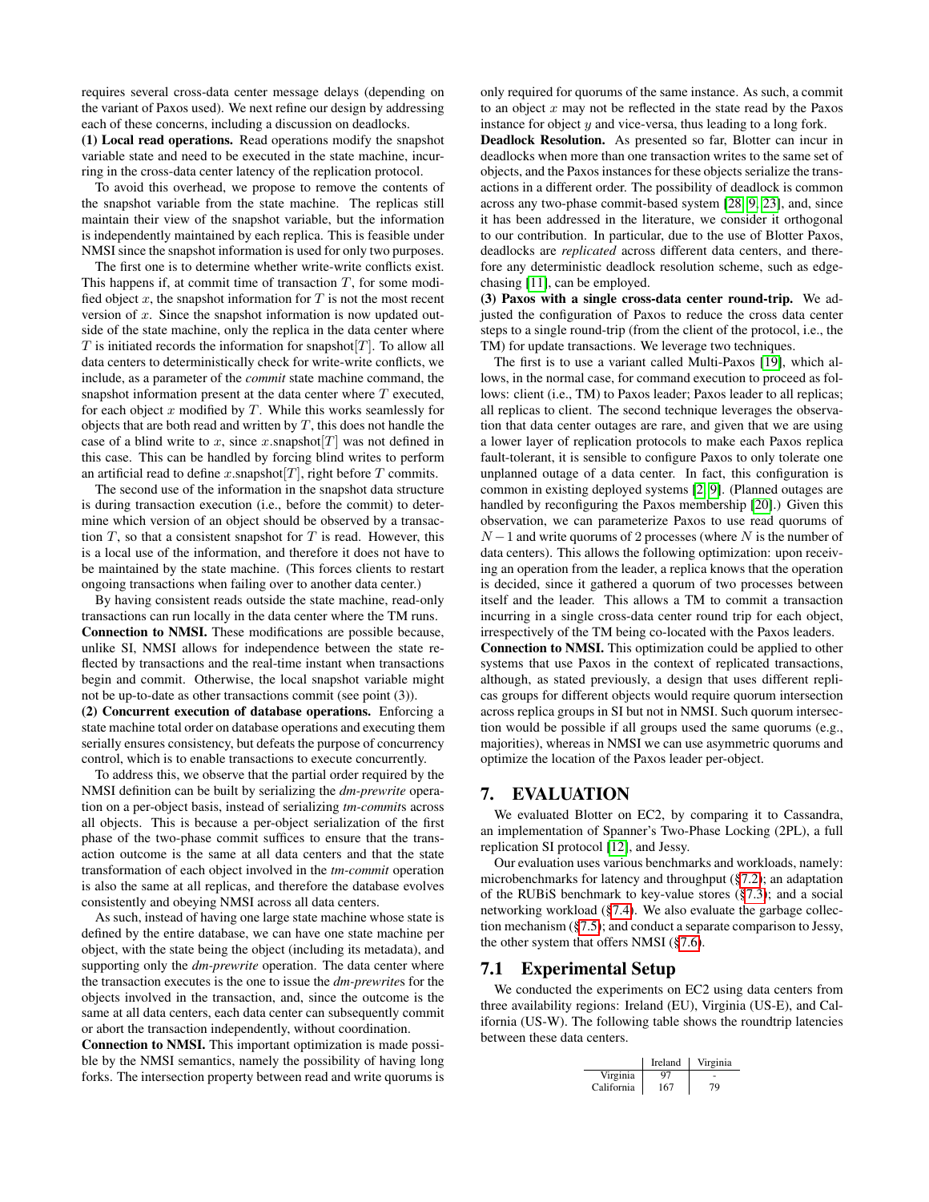requires several cross-data center message delays (depending on the variant of Paxos used). We next refine our design by addressing each of these concerns, including a discussion on deadlocks.

**(1) Local read operations.** Read operations modify the snapshot variable state and need to be executed in the state machine, incurring in the cross-data center latency of the replication protocol.

To avoid this overhead, we propose to remove the contents of the snapshot variable from the state machine. The replicas still maintain their view of the snapshot variable, but the information is independently maintained by each replica. This is feasible under NMSI since the snapshot information is used for only two purposes.

The first one is to determine whether write-write conflicts exist. This happens if, at commit time of transaction $T$, for some modified object $x$, the snapshot information for $T$ is not the most recent version of $x$. Since the snapshot information is now updated outside of the state machine, only the replica in the data center where $T$ is initiated records the information for snapshot$[T]$. To allow all data centers to deterministically check for write-write conflicts, we include, as a parameter of the *commit* state machine command, the snapshot information present at the data center where $T$ executed, for each object $x$ modified by $T$. While this works seamlessly for objects that are both read and written by $T$, this does not handle the case of a blind write to $x$, since $x$.snapshot$[T]$ was not defined in this case. This can be handled by forcing blind writes to perform an artificial read to define $x$.snapshot$[T]$, right before $T$ commits.

The second use of the information in the snapshot data structure is during transaction execution (i.e., before the commit) to determine which version of an object should be observed by a transaction $T$, so that a consistent snapshot for $T$ is read. However, this is a local use of the information, and therefore it does not have to be maintained by the state machine. (This forces clients to restart ongoing transactions when failing over to another data center.)

By having consistent reads outside the state machine, read-only transactions can run locally in the data center where the TM runs.

**Connection to NMSI.** These modifications are possible because, unlike SI, NMSI allows for independence between the state reflected by transactions and the real-time instant when transactions begin and commit. Otherwise, the local snapshot variable might not be up-to-date as other transactions commit (see point (3)).

**(2) Concurrent execution of database operations.** Enforcing a state machine total order on database operations and executing them serially ensures consistency, but defeats the purpose of concurrency control, which is to enable transactions to execute concurrently.

To address this, we observe that the partial order required by the NMSI definition can be built by serializing the *dm-prewrite* operation on a per-object basis, instead of serializing *tm-commit*s across all objects. This is because a per-object serialization of the first phase of the two-phase commit suffices to ensure that the transaction outcome is the same at all data centers and that the state transformation of each object involved in the *tm-commit* operation is also the same at all replicas, and therefore the database evolves consistently and obeying NMSI across all data centers.

As such, instead of having one large state machine whose state is defined by the entire database, we can have one state machine per object, with the state being the object (including its metadata), and supporting only the *dm-prewrite* operation. The data center where the transaction executes is the one to issue the *dm-prewrite*s for the objects involved in the transaction, and, since the outcome is the same at all data centers, each data center can subsequently commit or abort the transaction independently, without coordination.

**Connection to NMSI.** This important optimization is made possible by the NMSI semantics, namely the possibility of having long forks. The intersection property between read and write quorums is only required for quorums of the same instance. As such, a commit to an object $x$ may not be reflected in the state read by the Paxos instance for object $y$ and vice-versa, thus leading to a long fork.

**Deadlock Resolution.** As presented so far, Blotter can incur in deadlocks when more than one transaction writes to the same set of objects, and the Paxos instances for these objects serialize the transactions in a different order. The possibility of deadlock is common across any two-phase commit-based system [28, 9, 23], and, since it has been addressed in the literature, we consider it orthogonal to our contribution. In particular, due to the use of Blotter Paxos, deadlocks are *replicated* across different data centers, and therefore any deterministic deadlock resolution scheme, such as edge-chasing [11], can be employed.

**(3) Paxos with a single cross-data center round-trip.** We adjusted the configuration of Paxos to reduce the cross data center steps to a single round-trip (from the client of the protocol, i.e., the TM) for update transactions. We leverage two techniques.

The first is to use a variant called Multi-Paxos [19], which allows, in the normal case, for command execution to proceed as follows: client (i.e., TM) to Paxos leader; Paxos leader to all replicas; all replicas to client. The second technique leverages the observation that data center outages are rare, and given that we are using a lower layer of replication protocols to make each Paxos replica fault-tolerant, it is sensible to configure Paxos to only tolerate one unplanned outage of a data center. In fact, this configuration is common in existing deployed systems [2, 9]. (Planned outages are handled by reconfiguring the Paxos membership [20].) Given this observation, we can parameterize Paxos to use read quorums of $N-1$ and write quorums of 2 processes (where $N$ is the number of data centers). This allows the following optimization: upon receiving an operation from the leader, a replica knows that the operation is decided, since it gathered a quorum of two processes between itself and the leader. This allows a TM to commit a transaction incurring in a single cross-data center round trip for each object, irrespectively of the TM being co-located with the Paxos leaders.

**Connection to NMSI.** This optimization could be applied to other systems that use Paxos in the context of replicated transactions, although, as stated previously, a design that uses different replicas groups for different objects would require quorum intersection across replica groups in SI but not in NMSI. Such quorum intersection would be possible if all groups used the same quorums (e.g., majorities), whereas in NMSI we can use asymmetric quorums and optimize the location of the Paxos leader per-object.

# 7. EVALUATION

We evaluated Blotter on EC2, by comparing it to Cassandra, an implementation of Spanner's Two-Phase Locking (2PL), a full replication SI protocol [12], and Jessy.

Our evaluation uses various benchmarks and workloads, namely: microbenchmarks for latency and throughput (§7.2); an adaptation of the RUBiS benchmark to key-value stores (§7.3); and a social networking workload (§7.4). We also evaluate the garbage collection mechanism (§7.5); and conduct a separate comparison to Jessy, the other system that offers NMSI (§7.6).

## 7.1 Experimental Setup

We conducted the experiments on EC2 using data centers from three availability regions: Ireland (EU), Virginia (US-E), and California (US-W). The following table shows the roundtrip latencies between these data centers.

| | Ireland | Virginia |
|---|---|---|
| Virginia | 97 | - |
| California | 167 | 79 |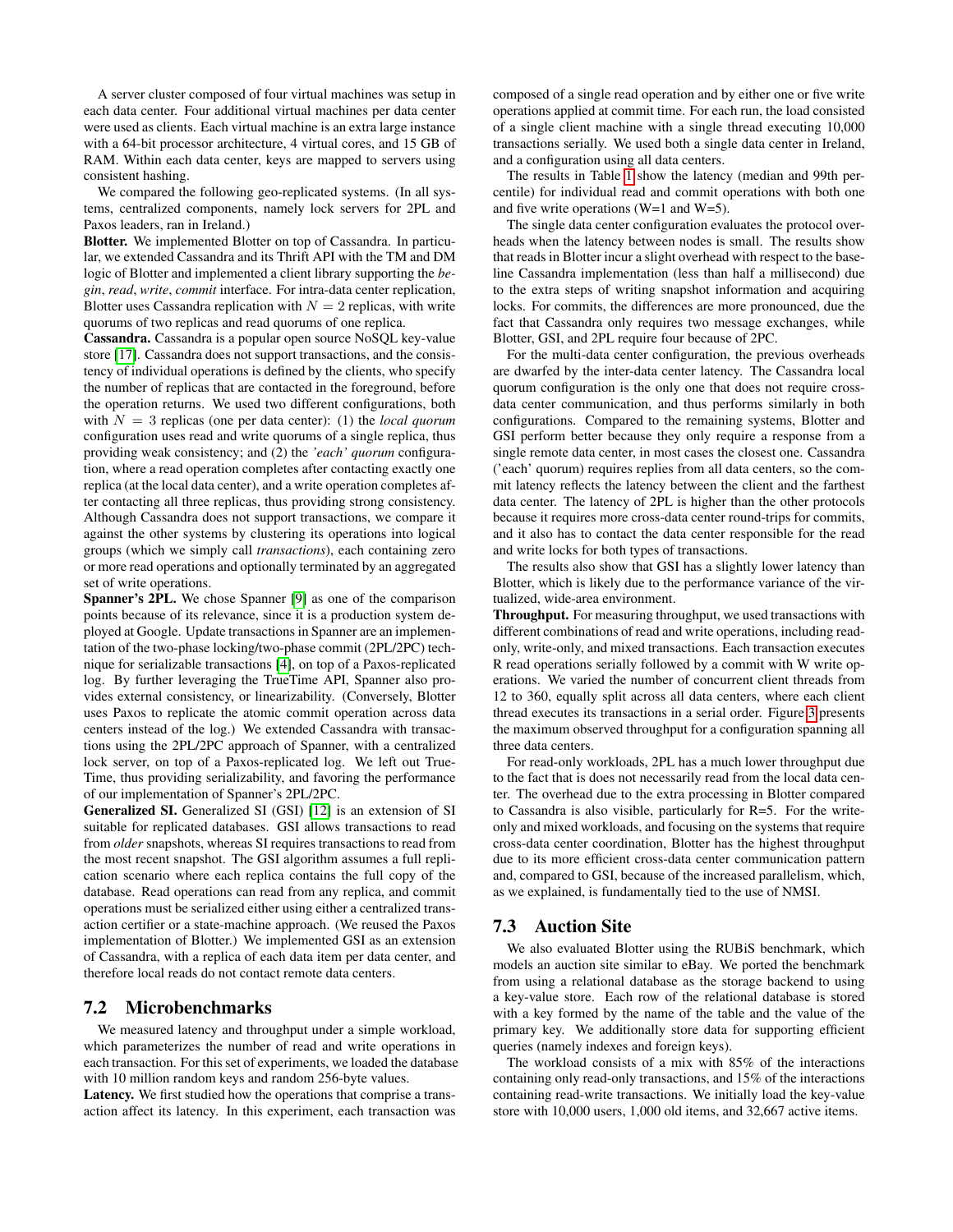A server cluster composed of four virtual machines was setup in each data center. Four additional virtual machines per data center were used as clients. Each virtual machine is an extra large instance with a 64-bit processor architecture, 4 virtual cores, and 15 GB of RAM. Within each data center, keys are mapped to servers using consistent hashing.

We compared the following geo-replicated systems. (In all systems, centralized components, namely lock servers for 2PL and Paxos leaders, ran in Ireland.)

**Blotter.** We implemented Blotter on top of Cassandra. In particular, we extended Cassandra and its Thrift API with the TM and DM logic of Blotter and implemented a client library supporting the *begin*, *read*, *write*, *commit* interface. For intra-data center replication, Blotter uses Cassandra replication with $N = 2$ replicas, with write quorums of two replicas and read quorums of one replica.

**Cassandra.** Cassandra is a popular open source NoSQL key-value store [17]. Cassandra does not support transactions, and the consistency of individual operations is defined by the clients, who specify the number of replicas that are contacted in the foreground, before the operation returns. We used two different configurations, both with $N = 3$ replicas (one per data center): (1) the *local quorum* configuration uses read and write quorums of a single replica, thus providing weak consistency; and (2) the *'each' quorum* configuration, where a read operation completes after contacting exactly one replica (at the local data center), and a write operation completes after contacting all three replicas, thus providing strong consistency. Although Cassandra does not support transactions, we compare it against the other systems by clustering its operations into logical groups (which we simply call *transactions*), each containing zero or more read operations and optionally terminated by an aggregated set of write operations.

**Spanner's 2PL.** We chose Spanner [9] as one of the comparison points because of its relevance, since it is a production system deployed at Google. Update transactions in Spanner are an implementation of the two-phase locking/two-phase commit (2PL/2PC) technique for serializable transactions [4], on top of a Paxos-replicated log. By further leveraging the TrueTime API, Spanner also provides external consistency, or linearizability. (Conversely, Blotter uses Paxos to replicate the atomic commit operation across data centers instead of the log.) We extended Cassandra with transactions using the 2PL/2PC approach of Spanner, with a centralized lock server, on top of a Paxos-replicated log. We left out TrueTime, thus providing serializability, and favoring the performance of our implementation of Spanner's 2PL/2PC.

**Generalized SI.** Generalized SI (GSI) [12] is an extension of SI suitable for replicated databases. GSI allows transactions to read from *older* snapshots, whereas SI requires transactions to read from the most recent snapshot. The GSI algorithm assumes a full replication scenario where each replica contains the full copy of the database. Read operations can read from any replica, and commit operations must be serialized either using either a centralized transaction certifier or a state-machine approach. (We reused the Paxos implementation of Blotter.) We implemented GSI as an extension of Cassandra, with a replica of each data item per data center, and therefore local reads do not contact remote data centers.

## 7.2 Microbenchmarks

We measured latency and throughput under a simple workload, which parameterizes the number of read and write operations in each transaction. For this set of experiments, we loaded the database with 10 million random keys and random 256-byte values.

**Latency.** We first studied how the operations that comprise a transaction affect its latency. In this experiment, each transaction was composed of a single read operation and by either one or five write operations applied at commit time. For each run, the load consisted of a single client machine with a single thread executing 10,000 transactions serially. We used both a single data center in Ireland, and a configuration using all data centers.

The results in Table 1 show the latency (median and 99th percentile) for individual read and commit operations with both one and five write operations (W=1 and W=5).

The single data center configuration evaluates the protocol overheads when the latency between nodes is small. The results show that reads in Blotter incur a slight overhead with respect to the baseline Cassandra implementation (less than half a millisecond) due to the extra steps of writing snapshot information and acquiring locks. For commits, the differences are more pronounced, due the fact that Cassandra only requires two message exchanges, while Blotter, GSI, and 2PL require four because of 2PC.

For the multi-data center configuration, the previous overheads are dwarfed by the inter-data center latency. The Cassandra local quorum configuration is the only one that does not require cross-data center communication, and thus performs similarly in both configurations. Compared to the remaining systems, Blotter and GSI perform better because they only require a response from a single remote data center, in most cases the closest one. Cassandra ('each' quorum) requires replies from all data centers, so the commit latency reflects the latency between the client and the farthest data center. The latency of 2PL is higher than the other protocols because it requires more cross-data center round-trips for commits, and it also has to contact the data center responsible for the read and write locks for both types of transactions.

The results also show that GSI has a slightly lower latency than Blotter, which is likely due to the performance variance of the virtualized, wide-area environment.

**Throughput.** For measuring throughput, we used transactions with different combinations of read and write operations, including read-only, write-only, and mixed transactions. Each transaction executes R read operations serially followed by a commit with W write operations. We varied the number of concurrent client threads from 12 to 360, equally split across all data centers, where each client thread executes its transactions in a serial order. Figure 3 presents the maximum observed throughput for a configuration spanning all three data centers.

For read-only workloads, 2PL has a much lower throughput due to the fact that is does not necessarily read from the local data center. The overhead due to the extra processing in Blotter compared to Cassandra is also visible, particularly for R=5. For the write-only and mixed workloads, and focusing on the systems that require cross-data center coordination, Blotter has the highest throughput due to its more efficient cross-data center communication pattern and, compared to GSI, because of the increased parallelism, which, as we explained, is fundamentally tied to the use of NMSI.

## 7.3 Auction Site

We also evaluated Blotter using the RUBiS benchmark, which models an auction site similar to eBay. We ported the benchmark from using a relational database as the storage backend to using a key-value store. Each row of the relational database is stored with a key formed by the name of the table and the value of the primary key. We additionally store data for supporting efficient queries (namely indexes and foreign keys).

The workload consists of a mix with 85% of the interactions containing only read-only transactions, and 15% of the interactions containing read-write transactions. We initially load the key-value store with 10,000 users, 1,000 old items, and 32,667 active items.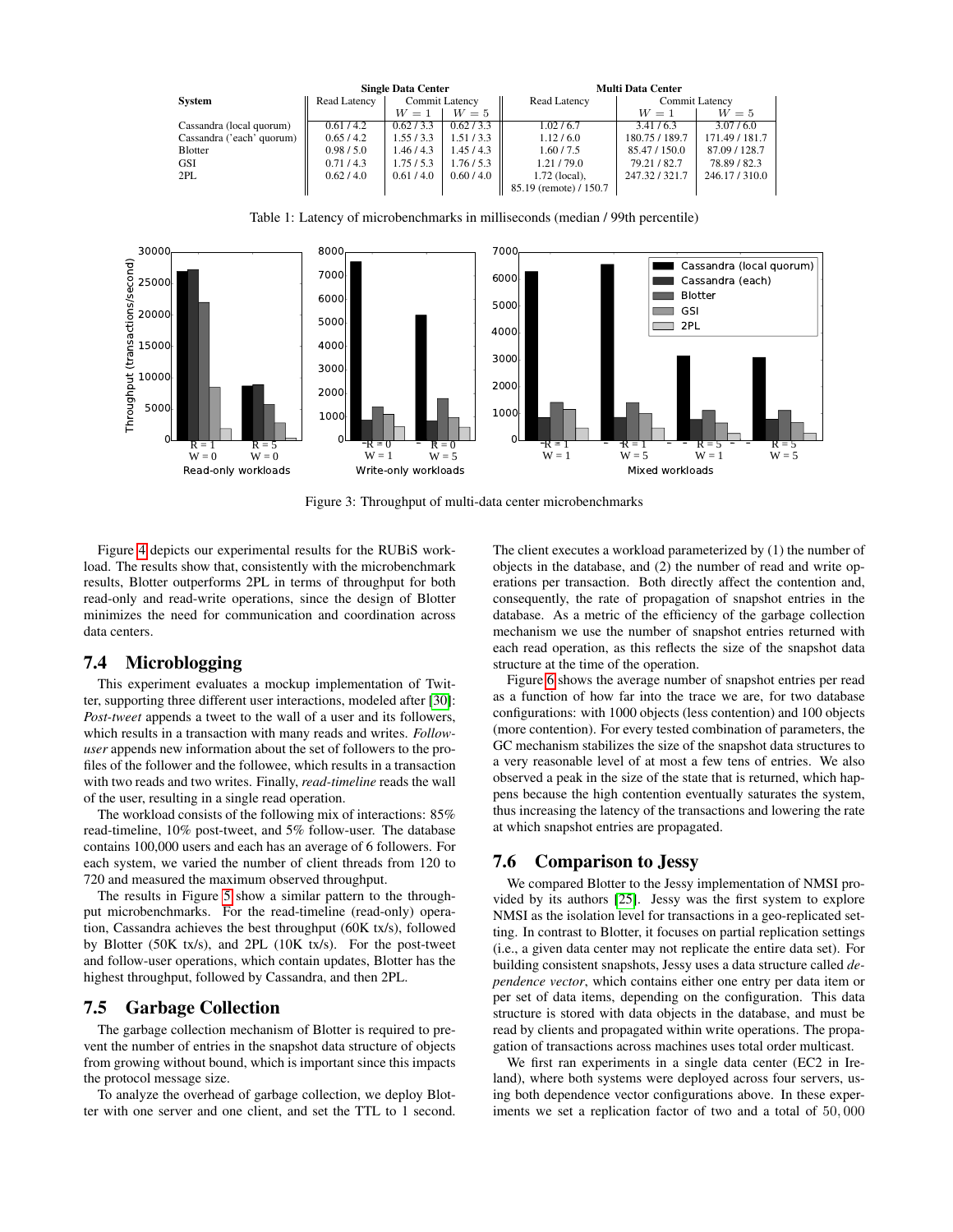| System | Single Data Center | | | Multi Data Center | | |
|---|---|---|---|---|---|---|
| | Read Latency | Commit Latency | | Read Latency | Commit Latency | |
| | | $W = 1$ | $W = 5$ | | $W = 1$ | $W = 5$ |
| Cassandra (local quorum) | 0.61 / 4.2 | 0.62 / 3.3 | 0.62 / 3.3 | 1.02 / 6.7 | 3.41 / 6.3 | 3.07 / 6.0 |
| Cassandra ('each' quorum) | 0.65 / 4.2 | 1.55 / 3.3 | 1.51 / 3.3 | 1.12 / 6.0 | 180.75 / 189.7 | 171.49 / 181.7 |
| Blotter | 0.98 / 5.0 | 1.46 / 4.3 | 1.45 / 4.3 | 1.60 / 7.5 | 85.47 / 150.0 | 87.09 / 128.7 |
| GSI | 0.71 / 4.3 | 1.75 / 5.3 | 1.76 / 5.3 | 1.21 / 79.0 | 79.21 / 82.7 | 78.89 / 82.3 |
| 2PL | 0.62 / 4.0 | 0.61 / 4.0 | 0.60 / 4.0 | 1.72 (local), 85.19 (remote) / 150.7 | 247.32 / 321.7 | 246.17 / 310.0 |

Table 1: Latency of microbenchmarks in milliseconds (median / 99th percentile)

Figure 3: Throughput of multi-data center microbenchmarks

Figure 4 depicts our experimental results for the RUBiS workload. The results show that, consistently with the microbenchmark results, Blotter outperforms 2PL in terms of throughput for both read-only and read-write operations, since the design of Blotter minimizes the need for communication and coordination across data centers.

## 7.4 Microblogging

This experiment evaluates a mockup implementation of Twitter, supporting three different user interactions, modeled after [30]: *Post-tweet* appends a tweet to the wall of a user and its followers, which results in a transaction with many reads and writes. *Follow-user* appends new information about the set of followers to the profiles of the follower and the followee, which results in a transaction with two reads and two writes. Finally, *read-timeline* reads the wall of the user, resulting in a single read operation.

The workload consists of the following mix of interactions: 85% read-timeline, 10% post-tweet, and 5% follow-user. The database contains 100,000 users and each has an average of 6 followers. For each system, we varied the number of client threads from 120 to 720 and measured the maximum observed throughput.

The results in Figure 5 show a similar pattern to the throughput microbenchmarks. For the read-timeline (read-only) operation, Cassandra achieves the best throughput (60K tx/s), followed by Blotter (50K tx/s), and 2PL (10K tx/s). For the post-tweet and follow-user operations, which contain updates, Blotter has the highest throughput, followed by Cassandra, and then 2PL.

## 7.5 Garbage Collection

The garbage collection mechanism of Blotter is required to prevent the number of entries in the snapshot data structure of objects from growing without bound, which is important since this impacts the protocol message size.

To analyze the overhead of garbage collection, we deploy Blotter with one server and one client, and set the TTL to 1 second. The client executes a workload parameterized by (1) the number of objects in the database, and (2) the number of read and write operations per transaction. Both directly affect the contention and, consequently, the rate of propagation of snapshot entries in the database. As a metric of the efficiency of the garbage collection mechanism we use the number of snapshot entries returned with each read operation, as this reflects the size of the snapshot data structure at the time of the operation.

Figure 6 shows the average number of snapshot entries per read as a function of how far into the trace we are, for two database configurations: with 1000 objects (less contention) and 100 objects (more contention). For every tested combination of parameters, the GC mechanism stabilizes the size of the snapshot data structures to a very reasonable level of at most a few tens of entries. We also observed a peak in the size of the state that is returned, which happens because the high contention eventually saturates the system, thus increasing the latency of the transactions and lowering the rate at which snapshot entries are propagated.

## 7.6 Comparison to Jessy

We compared Blotter to the Jessy implementation of NMSI provided by its authors [25]. Jessy was the first system to explore NMSI as the isolation level for transactions in a geo-replicated setting. In contrast to Blotter, it focuses on partial replication settings (i.e., a given data center may not replicate the entire data set). For building consistent snapshots, Jessy uses a data structure called *dependence vector*, which contains either one entry per data item or per set of data items, depending on the configuration. This data structure is stored with data objects in the database, and must be read by clients and propagated within write operations. The propagation of transactions across machines uses total order multicast.

We first ran experiments in a single data center (EC2 in Ireland), where both systems were deployed across four servers, using both dependence vector configurations above. In these experiments we set a replication factor of two and a total of $50,000$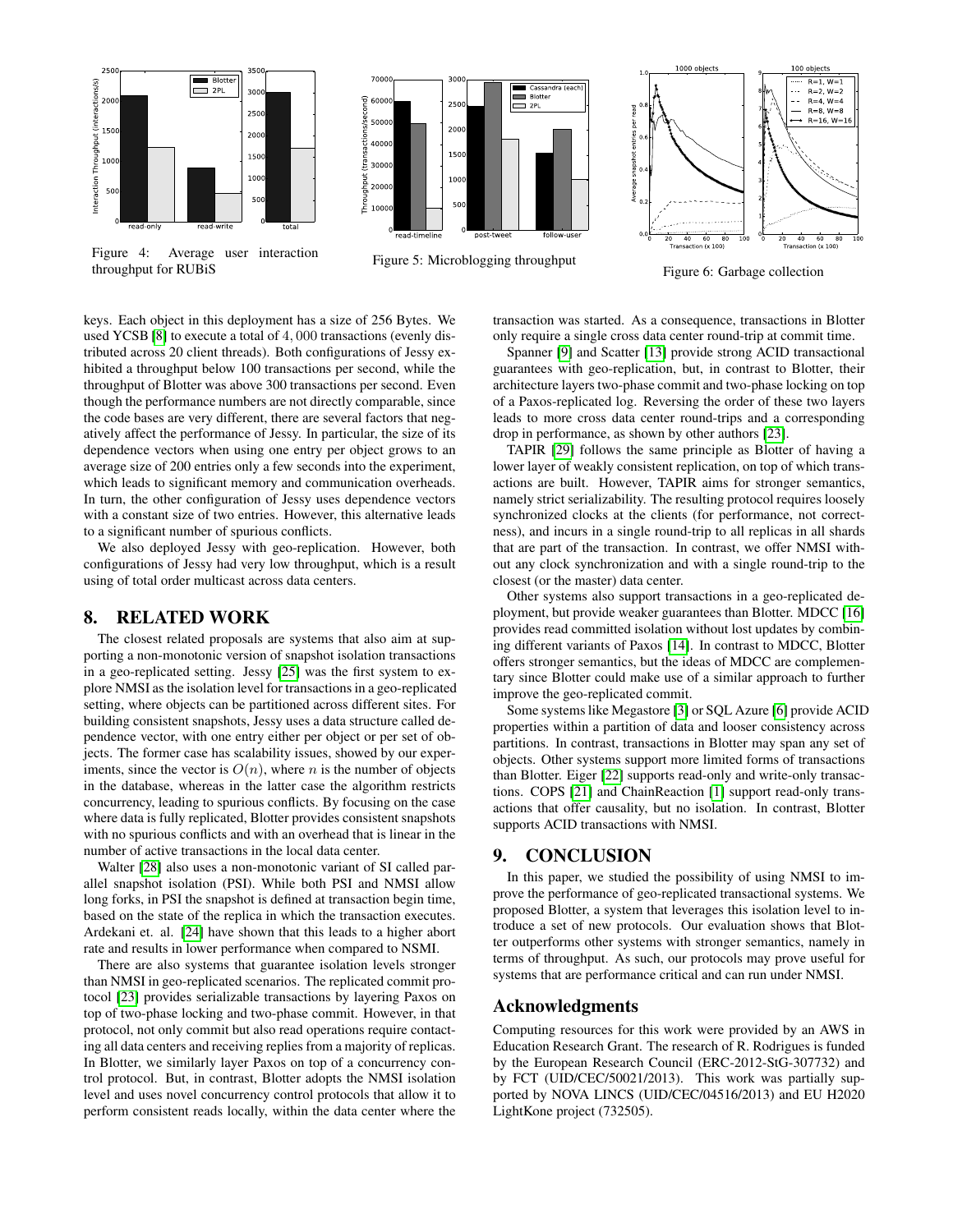Figure 4: Average user interaction throughput for RUBiS

Figure 5: Microblogging throughput

Figure 6: Garbage collection

keys. Each object in this deployment has a size of 256 Bytes. We used YCSB [8] to execute a total of 4,000 transactions (evenly distributed across 20 client threads). Both configurations of Jessy exhibited a throughput below 100 transactions per second, while the throughput of Blotter was above 300 transactions per second. Even though the performance numbers are not directly comparable, since the code bases are very different, there are several factors that negatively affect the performance of Jessy. In particular, the size of its dependence vectors when using one entry per object grows to an average size of 200 entries only a few seconds into the experiment, which leads to significant memory and communication overheads. In turn, the other configuration of Jessy uses dependence vectors with a constant size of two entries. However, this alternative leads to a significant number of spurious conflicts.

We also deployed Jessy with geo-replication. However, both configurations of Jessy had very low throughput, which is a result using of total order multicast across data centers.

# 8. RELATED WORK

The closest related proposals are systems that also aim at supporting a non-monotonic version of snapshot isolation transactions in a geo-replicated setting. Jessy [25] was the first system to explore NMSI as the isolation level for transactions in a geo-replicated setting, where objects can be partitioned across different sites. For building consistent snapshots, Jessy uses a data structure called dependence vector, with one entry either per object or per set of objects. The former case has scalability issues, showed by our experiments, since the vector is $O(n)$, where $n$ is the number of objects in the database, whereas in the latter case the algorithm restricts concurrency, leading to spurious conflicts. By focusing on the case where data is fully replicated, Blotter provides consistent snapshots with no spurious conflicts and with an overhead that is linear in the number of active transactions in the local data center.

Walter [28] also uses a non-monotonic variant of SI called parallel snapshot isolation (PSI). While both PSI and NMSI allow long forks, in PSI the snapshot is defined at transaction begin time, based on the state of the replica in which the transaction executes. Ardekani et. al. [24] have shown that this leads to a higher abort rate and results in lower performance when compared to NSMI.

There are also systems that guarantee isolation levels stronger than NMSI in geo-replicated scenarios. The replicated commit protocol [23] provides serializable transactions by layering Paxos on top of two-phase locking and two-phase commit. However, in that protocol, not only commit but also read operations require contacting all data centers and receiving replies from a majority of replicas. In Blotter, we similarly layer Paxos on top of a concurrency control protocol. But, in contrast, Blotter adopts the NMSI isolation level and uses novel concurrency control protocols that allow it to perform consistent reads locally, within the data center where the transaction was started. As a consequence, transactions in Blotter only require a single cross data center round-trip at commit time.

Spanner [9] and Scatter [13] provide strong ACID transactional guarantees with geo-replication, but, in contrast to Blotter, their architecture layers two-phase commit and two-phase locking on top of a Paxos-replicated log. Reversing the order of these two layers leads to more cross data center round-trips and a corresponding drop in performance, as shown by other authors [23].

TAPIR [29] follows the same principle as Blotter of having a lower layer of weakly consistent replication, on top of which transactions are built. However, TAPIR aims for stronger semantics, namely strict serializability. The resulting protocol requires loosely synchronized clocks at the clients (for performance, not correctness), and incurs in a single round-trip to all replicas in all shards that are part of the transaction. In contrast, we offer NMSI without any clock synchronization and with a single round-trip to the closest (or the master) data center.

Other systems also support transactions in a geo-replicated deployment, but provide weaker guarantees than Blotter. MDCC [16] provides read committed isolation without lost updates by combining different variants of Paxos [14]. In contrast to MDCC, Blotter offers stronger semantics, but the ideas of MDCC are complementary since Blotter could make use of a similar approach to further improve the geo-replicated commit.

Some systems like Megastore [3] or SQL Azure [6] provide ACID properties within a partition of data and looser consistency across partitions. In contrast, transactions in Blotter may span any set of objects. Other systems support more limited forms of transactions than Blotter. Eiger [22] supports read-only and write-only transactions. COPS [21] and ChainReaction [1] support read-only transactions that offer causality, but no isolation. In contrast, Blotter supports ACID transactions with NMSI.

# 9. CONCLUSION

In this paper, we studied the possibility of using NMSI to improve the performance of geo-replicated transactional systems. We proposed Blotter, a system that leverages this isolation level to introduce a set of new protocols. Our evaluation shows that Blotter outperforms other systems with stronger semantics, namely in terms of throughput. As such, our protocols may prove useful for systems that are performance critical and can run under NMSI.

## Acknowledgments

Computing resources for this work were provided by an AWS in Education Research Grant. The research of R. Rodrigues is funded by the European Research Council (ERC-2012-StG-307732) and by FCT (UID/CEC/50021/2013). This work was partially supported by NOVA LINCS (UID/CEC/04516/2013) and EU H2020 LightKone project (732505).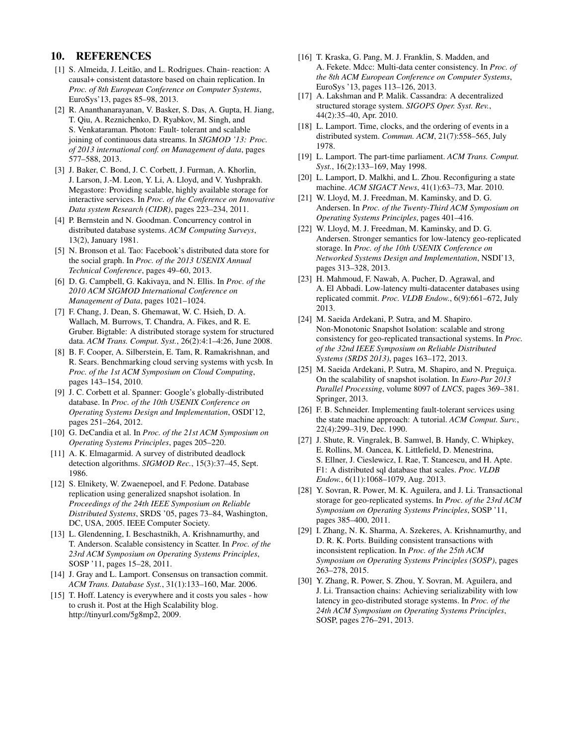## 10. REFERENCES

[1] S. Almeida, J. Leitão, and L. Rodrigues. Chain- reaction: A causal+ consistent datastore based on chain replication. In *Proc. of 8th European Conference on Computer Systems*, EuroSys'13, pages 85–98, 2013.

[2] R. Ananthanarayanan, V. Basker, S. Das, A. Gupta, H. Jiang, T. Qiu, A. Reznichenko, D. Ryabkov, M. Singh, and S. Venkataraman. Photon: Fault- tolerant and scalable joining of continuous data streams. In *SIGMOD '13: Proc. of 2013 international conf. on Management of data*, pages 577–588, 2013.

[3] J. Baker, C. Bond, J. C. Corbett, J. Furman, A. Khorlin, J. Larson, J.-M. Leon, Y. Li, A. Lloyd, and V. Yushprakh. Megastore: Providing scalable, highly available storage for interactive services. In *Proc. of the Conference on Innovative Data system Research (CIDR)*, pages 223–234, 2011.

[4] P. Bernstein and N. Goodman. Concurrency control in distributed database systems. *ACM Computing Surveys*, 13(2), January 1981.

[5] N. Bronson et al. Tao: Facebook's distributed data store for the social graph. In *Proc. of the 2013 USENIX Annual Technical Conference*, pages 49–60, 2013.

[6] D. G. Campbell, G. Kakivaya, and N. Ellis. In *Proc. of the 2010 ACM SIGMOD International Conference on Management of Data*, pages 1021–1024.

[7] F. Chang, J. Dean, S. Ghemawat, W. C. Hsieh, D. A. Wallach, M. Burrows, T. Chandra, A. Fikes, and R. E. Gruber. Bigtable: A distributed storage system for structured data. *ACM Trans. Comput. Syst.*, 26(2):4:1–4:26, June 2008.

[8] B. F. Cooper, A. Silberstein, E. Tam, R. Ramakrishnan, and R. Sears. Benchmarking cloud serving systems with ycsb. In *Proc. of the 1st ACM Symposium on Cloud Computing*, pages 143–154, 2010.

[9] J. C. Corbett et al. Spanner: Google's globally-distributed database. In *Proc. of the 10th USENIX Conference on Operating Systems Design and Implementation*, OSDI'12, pages 251–264, 2012.

[10] G. DeCandia et al. In *Proc. of the 21st ACM Symposium on Operating Systems Principles*, pages 205–220.

[11] A. K. Elmagarmid. A survey of distributed deadlock detection algorithms. *SIGMOD Rec.*, 15(3):37–45, Sept. 1986.

[12] S. Elnikety, W. Zwaenepoel, and F. Pedone. Database replication using generalized snapshot isolation. In *Proceedings of the 24th IEEE Symposium on Reliable Distributed Systems*, SRDS '05, pages 73–84, Washington, DC, USA, 2005. IEEE Computer Society.

[13] L. Glendenning, I. Beschastnikh, A. Krishnamurthy, and T. Anderson. Scalable consistency in Scatter. In *Proc. of the 23rd ACM Symposium on Operating Systems Principles*, SOSP '11, pages 15–28, 2011.

[14] J. Gray and L. Lamport. Consensus on transaction commit. *ACM Trans. Database Syst.*, 31(1):133–160, Mar. 2006.

[15] T. Hoff. Latency is everywhere and it costs you sales - how to crush it. Post at the High Scalability blog. http://tinyurl.com/5g8mp2, 2009.

[16] T. Kraska, G. Pang, M. J. Franklin, S. Madden, and A. Fekete. Mdcc: Multi-data center consistency. In *Proc. of the 8th ACM European Conference on Computer Systems*, EuroSys '13, pages 113–126, 2013.

[17] A. Lakshman and P. Malik. Cassandra: A decentralized structured storage system. *SIGOPS Oper. Syst. Rev.*, 44(2):35–40, Apr. 2010.

[18] L. Lamport. Time, clocks, and the ordering of events in a distributed system. *Commun. ACM*, 21(7):558–565, July 1978.

[19] L. Lamport. The part-time parliament. *ACM Trans. Comput. Syst.*, 16(2):133–169, May 1998.

[20] L. Lamport, D. Malkhi, and L. Zhou. Reconfiguring a state machine. *ACM SIGACT News*, 41(1):63–73, Mar. 2010.

[21] W. Lloyd, M. J. Freedman, M. Kaminsky, and D. G. Andersen. In *Proc. of the Twenty-Third ACM Symposium on Operating Systems Principles*, pages 401–416.

[22] W. Lloyd, M. J. Freedman, M. Kaminsky, and D. G. Andersen. Stronger semantics for low-latency geo-replicated storage. In *Proc. of the 10th USENIX Conference on Networked Systems Design and Implementation*, NSDI'13, pages 313–328, 2013.

[23] H. Mahmoud, F. Nawab, A. Pucher, D. Agrawal, and A. El Abbadi. Low-latency multi-datacenter databases using replicated commit. *Proc. VLDB Endow.*, 6(9):661–672, July 2013.

[24] M. Saeida Ardekani, P. Sutra, and M. Shapiro. Non-Monotonic Snapshot Isolation: scalable and strong consistency for geo-replicated transactional systems. In *Proc. of the 32nd IEEE Symposium on Reliable Distributed Systems (SRDS 2013)*, pages 163–172, 2013.

[25] M. Saeida Ardekani, P. Sutra, M. Shapiro, and N. Preguiça. On the scalability of snapshot isolation. In *Euro-Par 2013 Parallel Processing*, volume 8097 of *LNCS*, pages 369–381. Springer, 2013.

[26] F. B. Schneider. Implementing fault-tolerant services using the state machine approach: A tutorial. *ACM Comput. Surv.*, 22(4):299–319, Dec. 1990.

[27] J. Shute, R. Vingralek, B. Samwel, B. Handy, C. Whipkey, E. Rollins, M. Oancea, K. Littlefield, D. Menestrina, S. Ellner, J. Cieslewicz, I. Rae, T. Stancescu, and H. Apte. F1: A distributed sql database that scales. *Proc. VLDB Endow.*, 6(11):1068–1079, Aug. 2013.

[28] Y. Sovran, R. Power, M. K. Aguilera, and J. Li. Transactional storage for geo-replicated systems. In *Proc. of the 23rd ACM Symposium on Operating Systems Principles*, SOSP '11, pages 385–400, 2011.

[29] I. Zhang, N. K. Sharma, A. Szekeres, A. Krishnamurthy, and D. R. K. Ports. Building consistent transactions with inconsistent replication. In *Proc. of the 25th ACM Symposium on Operating Systems Principles (SOSP)*, pages 263–278, 2015.

[30] Y. Zhang, R. Power, S. Zhou, Y. Sovran, M. Aguilera, and J. Li. Transaction chains: Achieving serializability with low latency in geo-distributed storage systems. In *Proc. of the 24th ACM Symposium on Operating Systems Principles*, SOSP, pages 276–291, 2013.